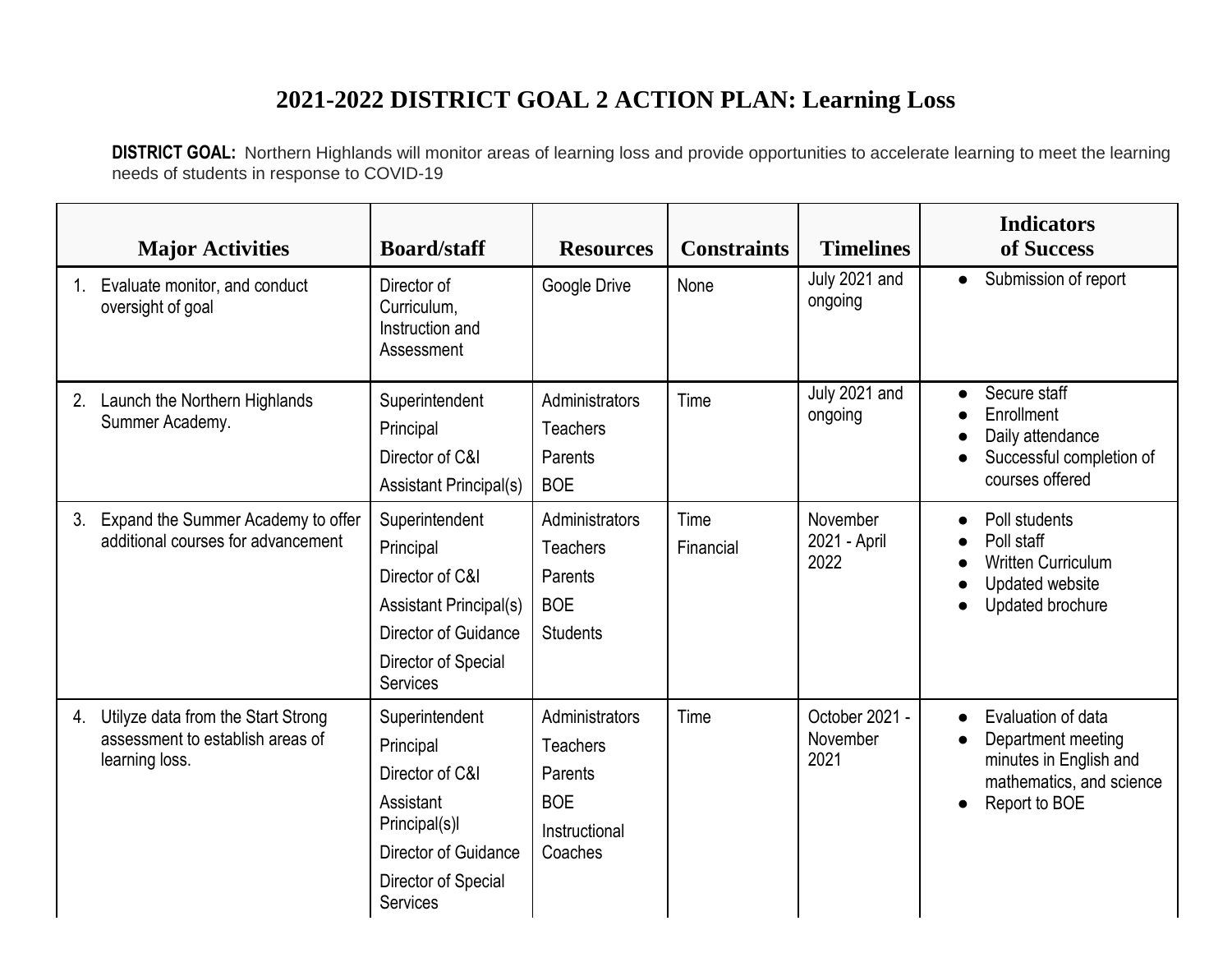# 2021-2022 DISTRICT GOAL 2 ACTION PLAN: Learning Loss

**DISTRICT GOAL:** Northern Highlands will monitor areas of learning loss and provide opportunities to accelerate learning to meet the learning needs of students in response to COVID-19

| Major Activities | Board/staff | Resources | Constraints | Timelines | Indicators of Success |
|---|---|---|---|---|---|
| 1. Evaluate monitor, and conduct oversight of goal | Director of Curriculum, Instruction and Assessment | Google Drive | None | July 2021 and ongoing | • Submission of report |
| 2. Launch the Northern Highlands Summer Academy. | Superintendent<br>Principal<br>Director of C&I<br>Assistant Principal(s) | Administrators<br>Teachers<br>Parents<br>BOE | Time | July 2021 and ongoing | • Secure staff<br>• Enrollment<br>• Daily attendance<br>• Successful completion of courses offered |
| 3. Expand the Summer Academy to offer additional courses for advancement | Superintendent<br>Principal<br>Director of C&I<br>Assistant Principal(s)<br>Director of Guidance<br>Director of Special Services | Administrators<br>Teachers<br>Parents<br>BOE<br>Students | Time<br>Financial | November 2021 - April 2022 | • Poll students<br>• Poll staff<br>• Written Curriculum<br>• Updated website<br>• Updated brochure |
| 4. Utilyze data from the Start Strong assessment to establish areas of learning loss. | Superintendent<br>Principal<br>Director of C&I<br>Assistant Principal(s)l<br>Director of Guidance<br>Director of Special Services | Administrators<br>Teachers<br>Parents<br>BOE<br>Instructional Coaches | Time | October 2021 - November 2021 | • Evaluation of data<br>• Department meeting minutes in English and mathematics, and science<br>• Report to BOE |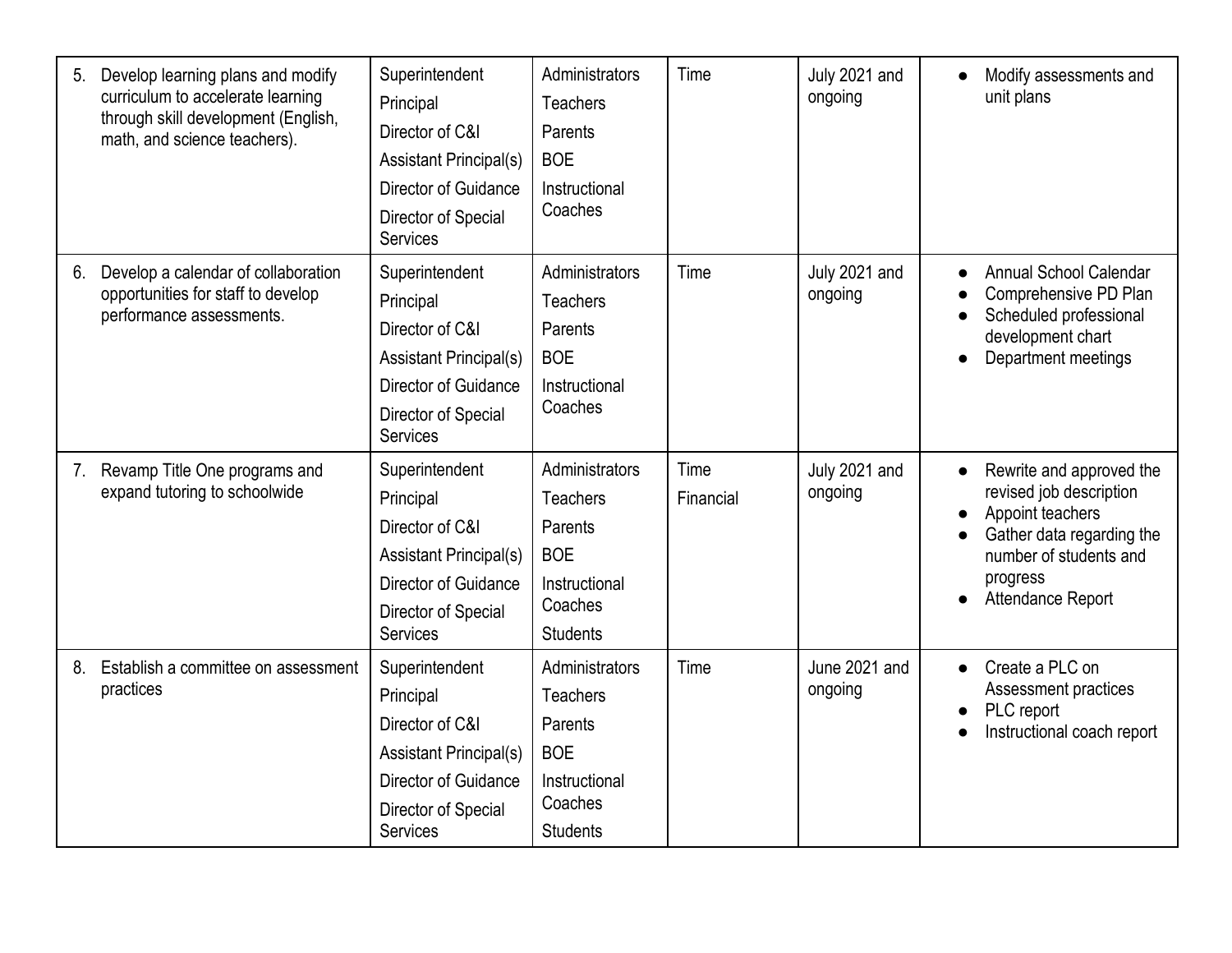| | | | | | |
|---|---|---|---|---|---|
| 5. Develop learning plans and modify curriculum to accelerate learning through skill development (English, math, and science teachers). | Superintendent<br>Principal<br>Director of C&I<br>Assistant Principal(s)<br>Director of Guidance<br>Director of Special Services | Administrators<br>Teachers<br>Parents<br>BOE<br>Instructional Coaches | Time | July 2021 and ongoing | • Modify assessments and unit plans |
| 6. Develop a calendar of collaboration opportunities for staff to develop performance assessments. | Superintendent<br>Principal<br>Director of C&I<br>Assistant Principal(s)<br>Director of Guidance<br>Director of Special Services | Administrators<br>Teachers<br>Parents<br>BOE<br>Instructional Coaches | Time | July 2021 and ongoing | • Annual School Calendar<br>• Comprehensive PD Plan<br>• Scheduled professional development chart<br>• Department meetings |
| 7. Revamp Title One programs and expand tutoring to schoolwide | Superintendent<br>Principal<br>Director of C&I<br>Assistant Principal(s)<br>Director of Guidance<br>Director of Special Services | Administrators<br>Teachers<br>Parents<br>BOE<br>Instructional Coaches<br>Students | Time<br>Financial | July 2021 and ongoing | • Rewrite and approved the revised job description<br>• Appoint teachers<br>• Gather data regarding the number of students and progress<br>• Attendance Report |
| 8. Establish a committee on assessment practices | Superintendent<br>Principal<br>Director of C&I<br>Assistant Principal(s)<br>Director of Guidance<br>Director of Special Services | Administrators<br>Teachers<br>Parents<br>BOE<br>Instructional Coaches<br>Students | Time | June 2021 and ongoing | • Create a PLC on Assessment practices<br>• PLC report<br>• Instructional coach report |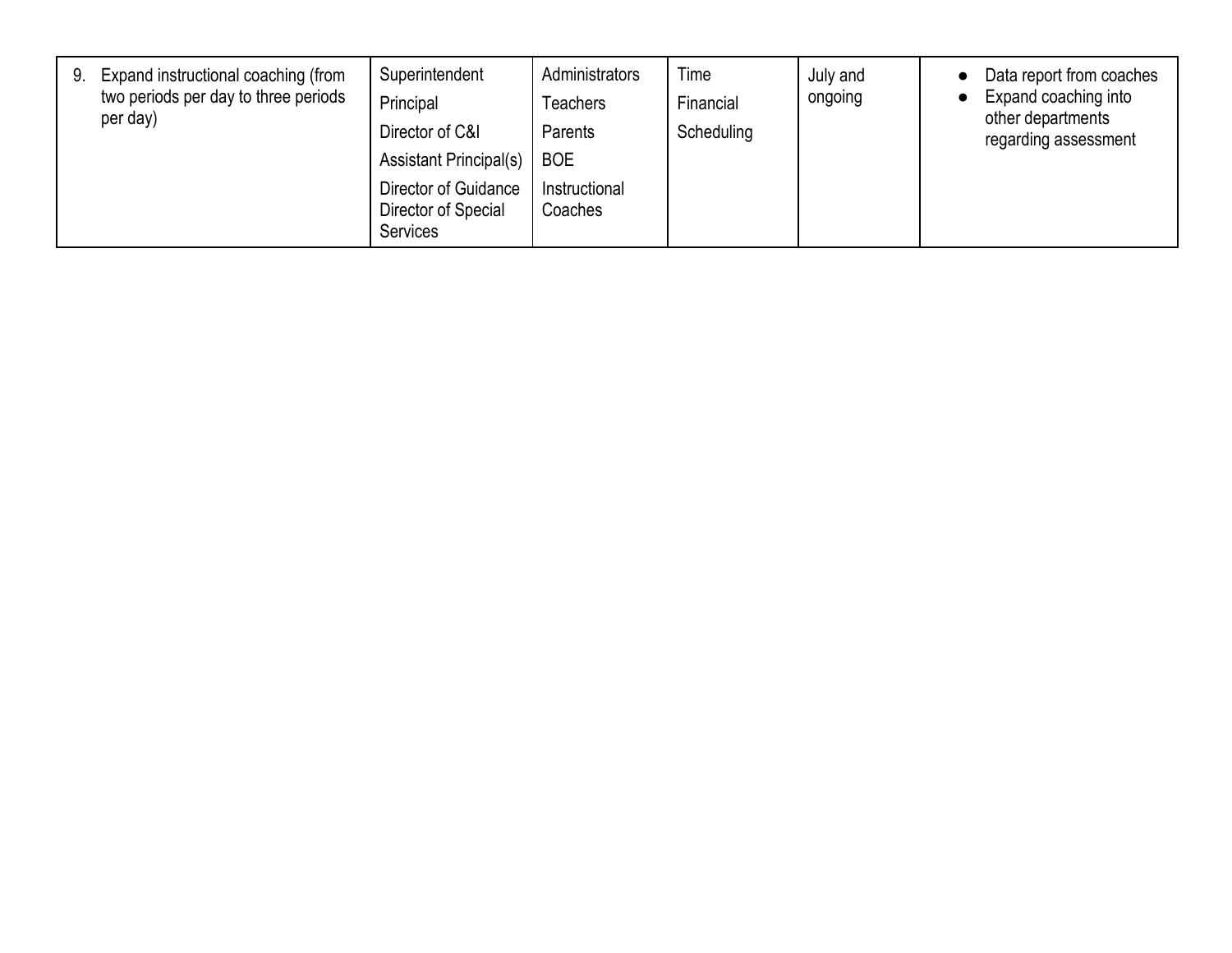| | | | | | |
|---|---|---|---|---|---|
| 9. Expand instructional coaching (from two periods per day to three periods per day) | Superintendent<br>Principal<br>Director of C&I<br>Assistant Principal(s)<br>Director of Guidance<br>Director of Special Services | Administrators<br>Teachers<br>Parents<br>BOE<br>Instructional Coaches | Time<br>Financial<br>Scheduling | July and ongoing | • Data report from coaches<br>• Expand coaching into other departments regarding assessment |